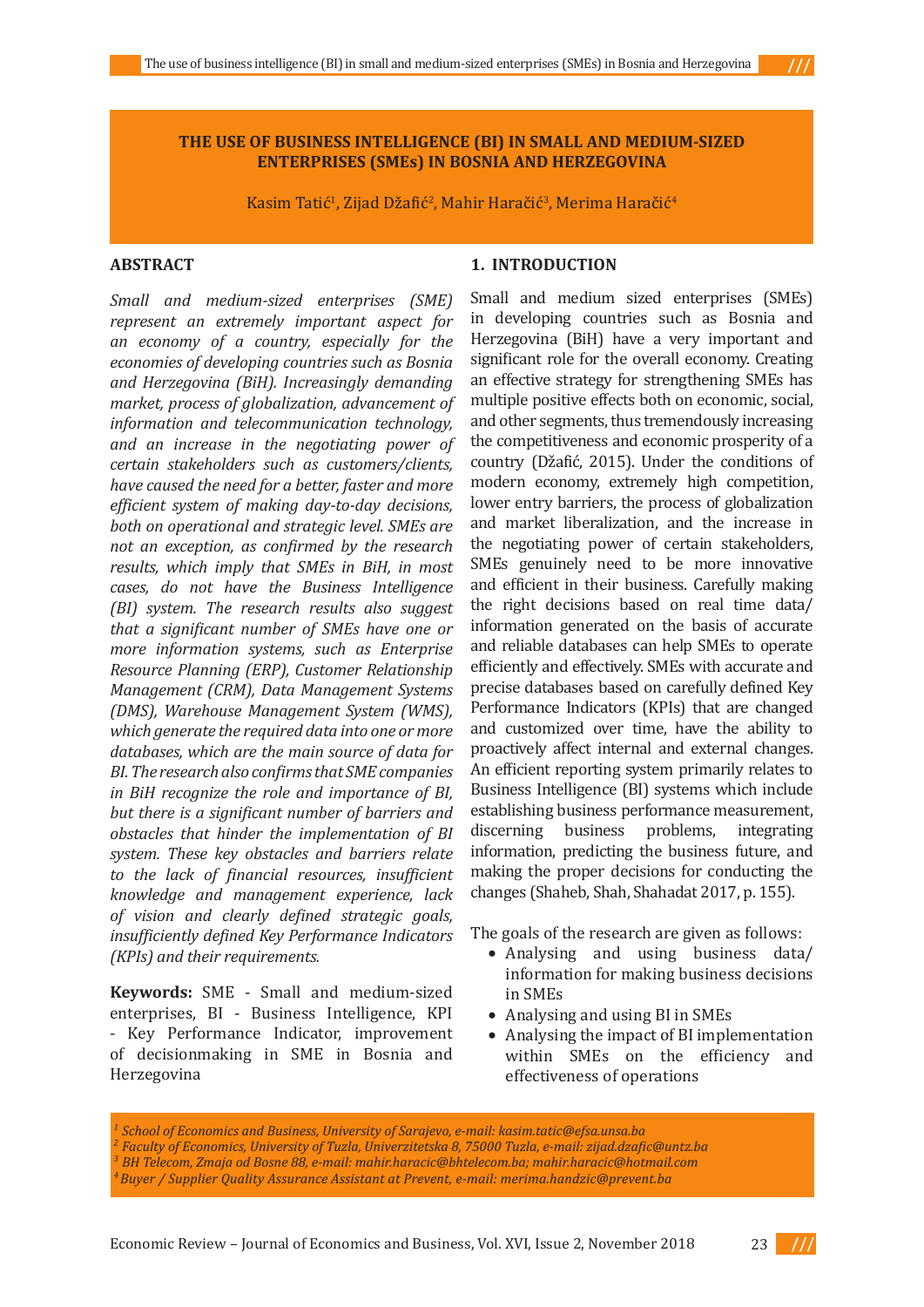# THE USE OF BUSINESS INTELLIGENCE (BI) IN SMALL AND MEDIUM-SIZED ENTERPRISES (SMEs) IN BOSNIA AND HERZEGOVINA

Kasim Tatić[1], Zijad Džafić[2], Mahir Haračić[3], Merima Haračić[4]

## ABSTRACT

*Small and medium-sized enterprises (SME) represent an extremely important aspect for an economy of a country, especially for the economies of developing countries such as Bosnia and Herzegovina (BiH). Increasingly demanding market, process of globalization, advancement of information and telecommunication technology, and an increase in the negotiating power of certain stakeholders such as customers/clients, have caused the need for a better, faster and more efficient system of making day-to-day decisions, both on operational and strategic level. SMEs are not an exception, as confirmed by the research results, which imply that SMEs in BiH, in most cases, do not have the Business Intelligence (BI) system. The research results also suggest that a significant number of SMEs have one or more information systems, such as Enterprise Resource Planning (ERP), Customer Relationship Management (CRM), Data Management Systems (DMS), Warehouse Management System (WMS), which generate the required data into one or more databases, which are the main source of data for BI. The research also confirms that SME companies in BiH recognize the role and importance of BI, but there is a significant number of barriers and obstacles that hinder the implementation of BI system. These key obstacles and barriers relate to the lack of financial resources, insufficient knowledge and management experience, lack of vision and clearly defined strategic goals, insufficiently defined Key Performance Indicators (KPIs) and their requirements.*

**Keywords:** SME - Small and medium-sized enterprises, BI - Business Intelligence, KPI - Key Performance Indicator, improvement of decisionmaking in SME in Bosnia and Herzegovina

## 1. INTRODUCTION

Small and medium sized enterprises (SMEs) in developing countries such as Bosnia and Herzegovina (BiH) have a very important and significant role for the overall economy. Creating an effective strategy for strengthening SMEs has multiple positive effects both on economic, social, and other segments, thus tremendously increasing the competitiveness and economic prosperity of a country (Džafić, 2015). Under the conditions of modern economy, extremely high competition, lower entry barriers, the process of globalization and market liberalization, and the increase in the negotiating power of certain stakeholders, SMEs genuinely need to be more innovative and efficient in their business. Carefully making the right decisions based on real time data/information generated on the basis of accurate and reliable databases can help SMEs to operate efficiently and effectively. SMEs with accurate and precise databases based on carefully defined Key Performance Indicators (KPIs) that are changed and customized over time, have the ability to proactively affect internal and external changes. An efficient reporting system primarily relates to Business Intelligence (BI) systems which include establishing business performance measurement, discerning business problems, integrating information, predicting the business future, and making the proper decisions for conducting the changes (Shaheb, Shah, Shahadat 2017, p. 155).

The goals of the research are given as follows:

- Analysing and using business data/information for making business decisions in SMEs
- Analysing and using BI in SMEs
- Analysing the impact of BI implementation within SMEs on the efficiency and effectiveness of operations

---

*[1] School of Economics and Business, University of Sarajevo, e-mail: kasim.tatic@efsa.unsa.ba*
*[2] Faculty of Economics, University of Tuzla, Univerzitetska 8, 75000 Tuzla, e-mail: zijad.dzafic@untz.ba*
*[3] BH Telecom, Zmaja od Bosne 88, e-mail: mahir.haracic@bhtelecom.ba; mahir.haracic@hotmail.com*
*[4] Buyer / Supplier Quality Assurance Assistant at Prevent, e-mail: merima.handzic@prevent.ba*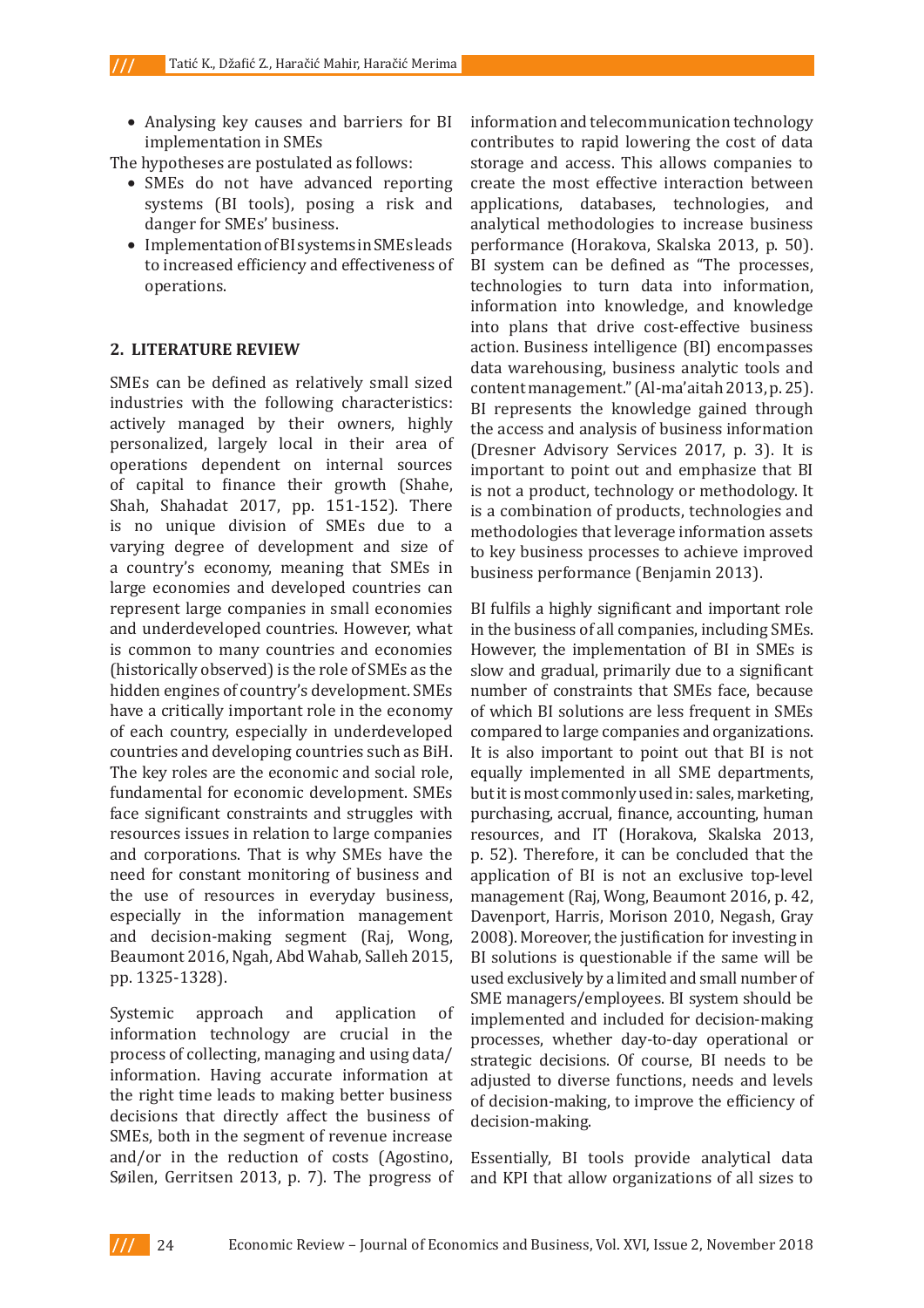- Analysing key causes and barriers for BI implementation in SMEs

The hypotheses are postulated as follows:

- SMEs do not have advanced reporting systems (BI tools), posing a risk and danger for SMEs' business.
- Implementation of BI systems in SMEs leads to increased efficiency and effectiveness of operations.

## 2. LITERATURE REVIEW

SMEs can be defined as relatively small sized industries with the following characteristics: actively managed by their owners, highly personalized, largely local in their area of operations dependent on internal sources of capital to finance their growth (Shahe, Shah, Shahadat 2017, pp. 151-152). There is no unique division of SMEs due to a varying degree of development and size of a country's economy, meaning that SMEs in large economies and developed countries can represent large companies in small economies and underdeveloped countries. However, what is common to many countries and economies (historically observed) is the role of SMEs as the hidden engines of country's development. SMEs have a critically important role in the economy of each country, especially in underdeveloped countries and developing countries such as BiH. The key roles are the economic and social role, fundamental for economic development. SMEs face significant constraints and struggles with resources issues in relation to large companies and corporations. That is why SMEs have the need for constant monitoring of business and the use of resources in everyday business, especially in the information management and decision-making segment (Raj, Wong, Beaumont 2016, Ngah, Abd Wahab, Salleh 2015, pp. 1325-1328).

Systemic approach and application of information technology are crucial in the process of collecting, managing and using data/information. Having accurate information at the right time leads to making better business decisions that directly affect the business of SMEs, both in the segment of revenue increase and/or in the reduction of costs (Agostino, Søilen, Gerritsen 2013, p. 7). The progress of information and telecommunication technology contributes to rapid lowering the cost of data storage and access. This allows companies to create the most effective interaction between applications, databases, technologies, and analytical methodologies to increase business performance (Horakova, Skalska 2013, p. 50). BI system can be defined as "The processes, technologies to turn data into information, information into knowledge, and knowledge into plans that drive cost-effective business action. Business intelligence (BI) encompasses data warehousing, business analytic tools and content management." (Al-ma'aitah 2013, p. 25). BI represents the knowledge gained through the access and analysis of business information (Dresner Advisory Services 2017, p. 3). It is important to point out and emphasize that BI is not a product, technology or methodology. It is a combination of products, technologies and methodologies that leverage information assets to key business processes to achieve improved business performance (Benjamin 2013).

BI fulfils a highly significant and important role in the business of all companies, including SMEs. However, the implementation of BI in SMEs is slow and gradual, primarily due to a significant number of constraints that SMEs face, because of which BI solutions are less frequent in SMEs compared to large companies and organizations. It is also important to point out that BI is not equally implemented in all SME departments, but it is most commonly used in: sales, marketing, purchasing, accrual, finance, accounting, human resources, and IT (Horakova, Skalska 2013, p. 52). Therefore, it can be concluded that the application of BI is not an exclusive top-level management (Raj, Wong, Beaumont 2016, p. 42, Davenport, Harris, Morison 2010, Negash, Gray 2008). Moreover, the justification for investing in BI solutions is questionable if the same will be used exclusively by a limited and small number of SME managers/employees. BI system should be implemented and included for decision-making processes, whether day-to-day operational or strategic decisions. Of course, BI needs to be adjusted to diverse functions, needs and levels of decision-making, to improve the efficiency of decision-making.

Essentially, BI tools provide analytical data and KPI that allow organizations of all sizes to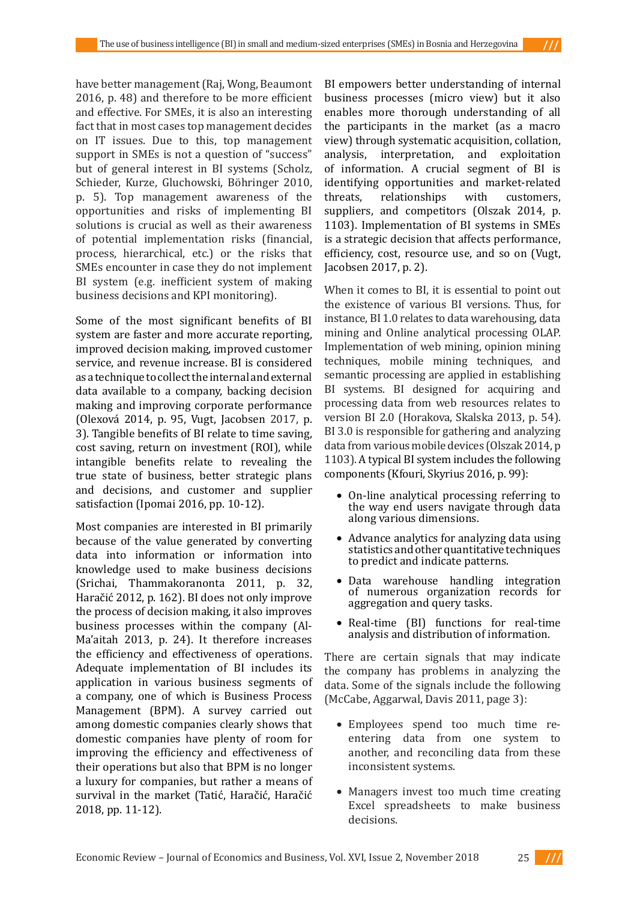have better management (Raj, Wong, Beaumont 2016, p. 48) and therefore to be more efficient and effective. For SMEs, it is also an interesting fact that in most cases top management decides on IT issues. Due to this, top management support in SMEs is not a question of "success" but of general interest in BI systems (Scholz, Schieder, Kurze, Gluchowski, Böhringer 2010, p. 5). Top management awareness of the opportunities and risks of implementing BI solutions is crucial as well as their awareness of potential implementation risks (financial, process, hierarchical, etc.) or the risks that SMEs encounter in case they do not implement BI system (e.g. inefficient system of making business decisions and KPI monitoring).

Some of the most significant benefits of BI system are faster and more accurate reporting, improved decision making, improved customer service, and revenue increase. BI is considered as a technique to collect the internal and external data available to a company, backing decision making and improving corporate performance (Olexová 2014, p. 95, Vugt, Jacobsen 2017, p. 3). Tangible benefits of BI relate to time saving, cost saving, return on investment (ROI), while intangible benefits relate to revealing the true state of business, better strategic plans and decisions, and customer and supplier satisfaction (Ipomai 2016, pp. 10-12).

Most companies are interested in BI primarily because of the value generated by converting data into information or information into knowledge used to make business decisions (Srichai, Thammakoranonta 2011, p. 32, Haračić 2012, p. 162). BI does not only improve the process of decision making, it also improves business processes within the company (Al-Ma'aitah 2013, p. 24). It therefore increases the efficiency and effectiveness of operations. Adequate implementation of BI includes its application in various business segments of a company, one of which is Business Process Management (BPM). A survey carried out among domestic companies clearly shows that domestic companies have plenty of room for improving the efficiency and effectiveness of their operations but also that BPM is no longer a luxury for companies, but rather a means of survival in the market (Tatić, Haračić, Haračić 2018, pp. 11-12).

BI empowers better understanding of internal business processes (micro view) but it also enables more thorough understanding of all the participants in the market (as a macro view) through systematic acquisition, collation, analysis, interpretation, and exploitation of information. A crucial segment of BI is identifying opportunities and market-related threats, relationships with customers, suppliers, and competitors (Olszak 2014, p. 1103). Implementation of BI systems in SMEs is a strategic decision that affects performance, efficiency, cost, resource use, and so on (Vugt, Jacobsen 2017, p. 2).

When it comes to BI, it is essential to point out the existence of various BI versions. Thus, for instance, BI 1.0 relates to data warehousing, data mining and Online analytical processing OLAP. Implementation of web mining, opinion mining techniques, mobile mining techniques, and semantic processing are applied in establishing BI systems. BI designed for acquiring and processing data from web resources relates to version BI 2.0 (Horakova, Skalska 2013, p. 54). BI 3.0 is responsible for gathering and analyzing data from various mobile devices (Olszak 2014, p 1103). A typical BI system includes the following components (Kfouri, Skyrius 2016, p. 99):

- On-line analytical processing referring to the way end users navigate through data along various dimensions.
- Advance analytics for analyzing data using statistics and other quantitative techniques to predict and indicate patterns.
- Data warehouse handling integration of numerous organization records for aggregation and query tasks.
- Real-time (BI) functions for real-time analysis and distribution of information.

There are certain signals that may indicate the company has problems in analyzing the data. Some of the signals include the following (McCabe, Aggarwal, Davis 2011, page 3):

- Employees spend too much time re-entering data from one system to another, and reconciling data from these inconsistent systems.
- Managers invest too much time creating Excel spreadsheets to make business decisions.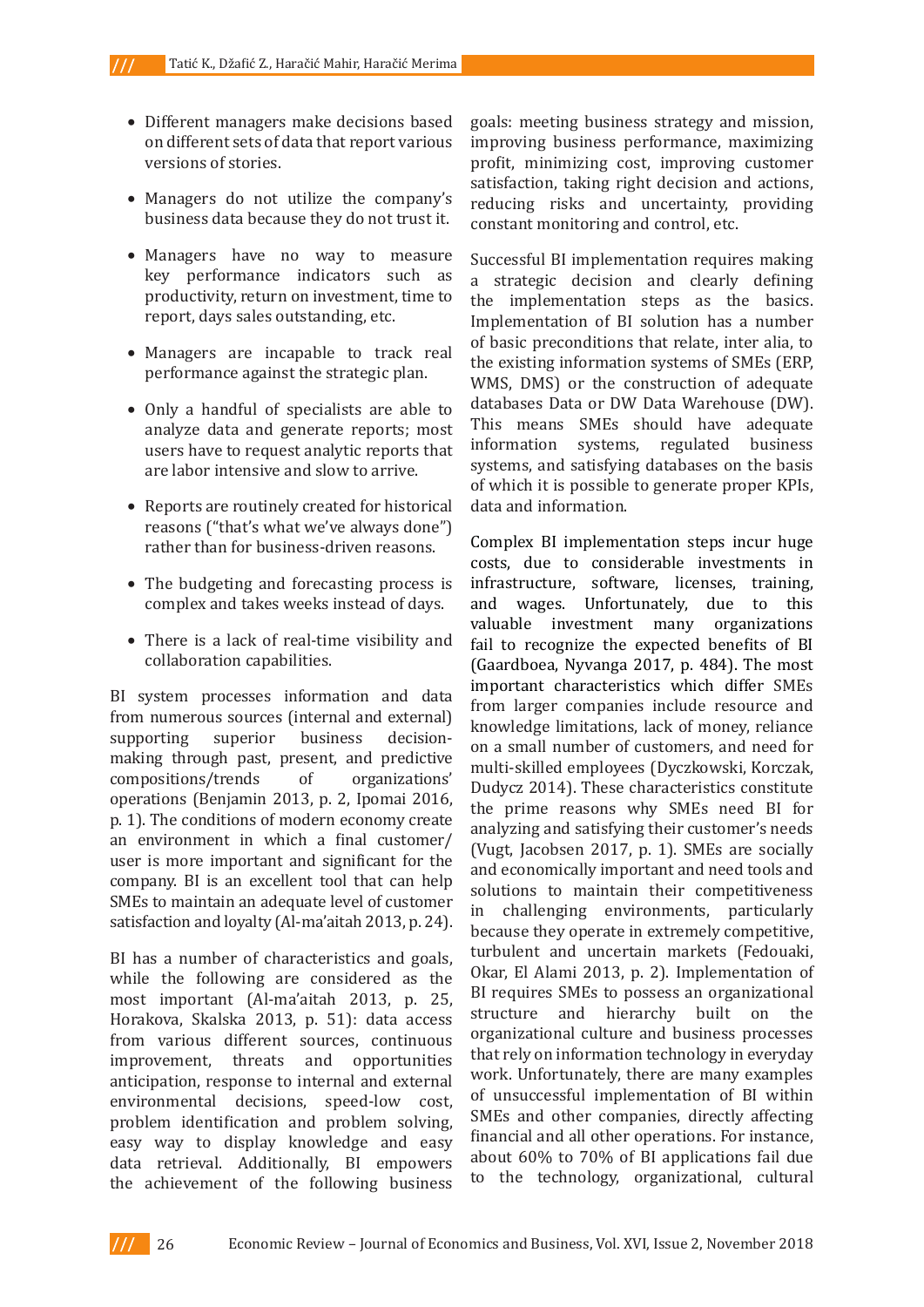- Different managers make decisions based on different sets of data that report various versions of stories.
- Managers do not utilize the company's business data because they do not trust it.
- Managers have no way to measure key performance indicators such as productivity, return on investment, time to report, days sales outstanding, etc.
- Managers are incapable to track real performance against the strategic plan.
- Only a handful of specialists are able to analyze data and generate reports; most users have to request analytic reports that are labor intensive and slow to arrive.
- Reports are routinely created for historical reasons ("that's what we've always done") rather than for business-driven reasons.
- The budgeting and forecasting process is complex and takes weeks instead of days.
- There is a lack of real-time visibility and collaboration capabilities.

BI system processes information and data from numerous sources (internal and external) supporting superior business decision-making through past, present, and predictive compositions/trends of organizations' operations (Benjamin 2013, p. 2, Ipomai 2016, p. 1). The conditions of modern economy create an environment in which a final customer/user is more important and significant for the company. BI is an excellent tool that can help SMEs to maintain an adequate level of customer satisfaction and loyalty (Al-ma'aitah 2013, p. 24).

BI has a number of characteristics and goals, while the following are considered as the most important (Al-ma'aitah 2013, p. 25, Horakova, Skalska 2013, p. 51): data access from various different sources, continuous improvement, threats and opportunities anticipation, response to internal and external environmental decisions, speed-low cost, problem identification and problem solving, easy way to display knowledge and easy data retrieval. Additionally, BI empowers the achievement of the following business goals: meeting business strategy and mission, improving business performance, maximizing profit, minimizing cost, improving customer satisfaction, taking right decision and actions, reducing risks and uncertainty, providing constant monitoring and control, etc.

Successful BI implementation requires making a strategic decision and clearly defining the implementation steps as the basics. Implementation of BI solution has a number of basic preconditions that relate, inter alia, to the existing information systems of SMEs (ERP, WMS, DMS) or the construction of adequate databases Data or DW Data Warehouse (DW). This means SMEs should have adequate information systems, regulated business systems, and satisfying databases on the basis of which it is possible to generate proper KPIs, data and information.

Complex BI implementation steps incur huge costs, due to considerable investments in infrastructure, software, licenses, training, and wages. Unfortunately, due to this valuable investment many organizations fail to recognize the expected benefits of BI (Gaardboea, Nyvanga 2017, p. 484). The most important characteristics which differ SMEs from larger companies include resource and knowledge limitations, lack of money, reliance on a small number of customers, and need for multi-skilled employees (Dyczkowski, Korczak, Dudycz 2014). These characteristics constitute the prime reasons why SMEs need BI for analyzing and satisfying their customer's needs (Vugt, Jacobsen 2017, p. 1). SMEs are socially and economically important and need tools and solutions to maintain their competitiveness in challenging environments, particularly because they operate in extremely competitive, turbulent and uncertain markets (Fedouaki, Okar, El Alami 2013, p. 2). Implementation of BI requires SMEs to possess an organizational structure and hierarchy built on the organizational culture and business processes that rely on information technology in everyday work. Unfortunately, there are many examples of unsuccessful implementation of BI within SMEs and other companies, directly affecting financial and all other operations. For instance, about 60% to 70% of BI applications fail due to the technology, organizational, cultural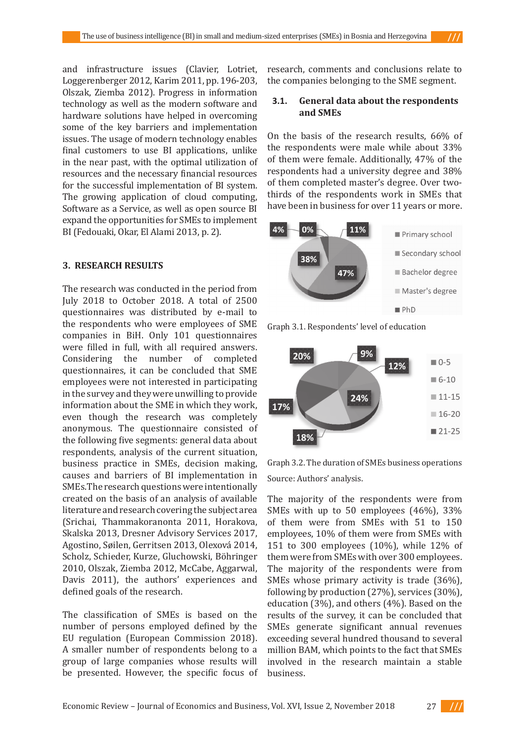and infrastructure issues (Clavier, Lotriet, Loggerenberger 2012, Karim 2011, pp. 196-203, Olszak, Ziemba 2012). Progress in information technology as well as the modern software and hardware solutions have helped in overcoming some of the key barriers and implementation issues. The usage of modern technology enables final customers to use BI applications, unlike in the near past, with the optimal utilization of resources and the necessary financial resources for the successful implementation of BI system. The growing application of cloud computing, Software as a Service, as well as open source BI expand the opportunities for SMEs to implement BI (Fedouaki, Okar, El Alami 2013, p. 2).

## 3. RESEARCH RESULTS

The research was conducted in the period from July 2018 to October 2018. A total of 2500 questionnaires was distributed by e-mail to the respondents who were employees of SME companies in BiH. Only 101 questionnaires were filled in full, with all required answers. Considering the number of completed questionnaires, it can be concluded that SME employees were not interested in participating in the survey and they were unwilling to provide information about the SME in which they work, even though the research was completely anonymous. The questionnaire consisted of the following five segments: general data about respondents, analysis of the current situation, business practice in SMEs, decision making, causes and barriers of BI implementation in SMEs.The research questions were intentionally created on the basis of an analysis of available literature and research covering the subject area (Srichai, Thammakoranonta 2011, Horakova, Skalska 2013, Dresner Advisory Services 2017, Agostino, Søilen, Gerritsen 2013, Olexová 2014, Scholz, Schieder, Kurze, Gluchowski, Böhringer 2010, Olszak, Ziemba 2012, McCabe, Aggarwal, Davis 2011), the authors' experiences and defined goals of the research.

The classification of SMEs is based on the number of persons employed defined by the EU regulation (European Commission 2018). A smaller number of respondents belong to a group of large companies whose results will be presented. However, the specific focus of research, comments and conclusions relate to the companies belonging to the SME segment.

### 3.1. General data about the respondents and SMEs

On the basis of the research results, 66% of the respondents were male while about 33% of them were female. Additionally, 47% of the respondents had a university degree and 38% of them completed master's degree. Over two-thirds of the respondents work in SMEs that have been in business for over 11 years or more.

Graph 3.1. Respondents' level of education

Graph 3.2. The duration of SMEs business operations

Source: Authors' analysis.

The majority of the respondents were from SMEs with up to 50 employees (46%), 33% of them were from SMEs with 51 to 150 employees, 10% of them were from SMEs with 151 to 300 employees (10%), while 12% of them were from SMEs with over 300 employees. The majority of the respondents were from SMEs whose primary activity is trade (36%), following by production (27%), services (30%), education (3%), and others (4%). Based on the results of the survey, it can be concluded that SMEs generate significant annual revenues exceeding several hundred thousand to several million BAM, which points to the fact that SMEs involved in the research maintain a stable business.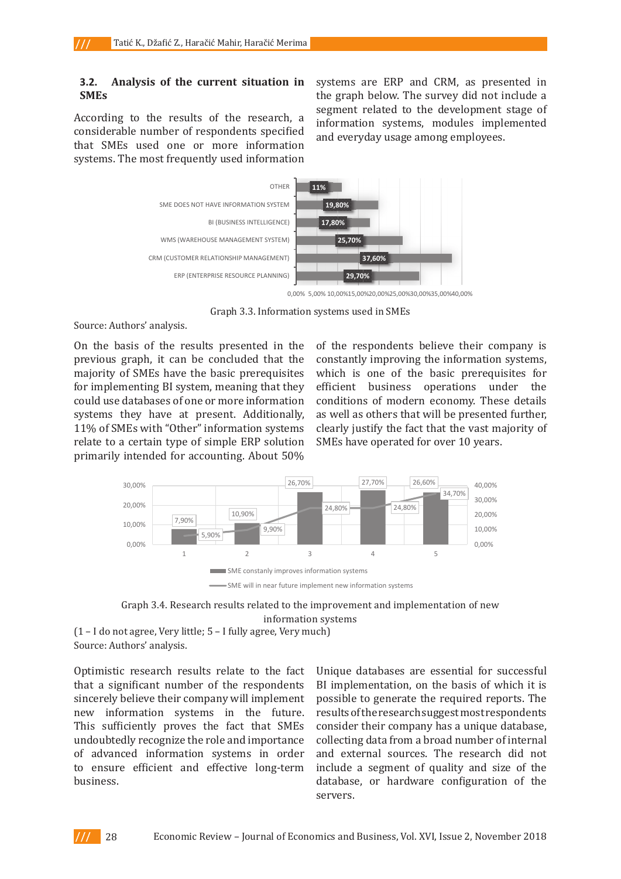### 3.2. Analysis of the current situation in SMEs

According to the results of the research, a considerable number of respondents specified that SMEs used one or more information systems. The most frequently used information systems are ERP and CRM, as presented in the graph below. The survey did not include a segment related to the development stage of information systems, modules implemented and everyday usage among employees.

| Information system | Share |
|---|---|
| OTHER | 11% |
| SME DOES NOT HAVE INFORMATION SYSTEM | 19,80% |
| BI (BUSINESS INTELLIGENCE) | 17,80% |
| WMS (WAREHOUSE MANAGEMENT SYSTEM) | 25,70% |
| CRM (CUSTOMER RELATIONSHIP MANAGEMENT) | 37,60% |
| ERP (ENTERPRISE RESOURCE PLANNING) | 29,70% |

Graph 3.3. Information systems used in SMEs

Source: Authors' analysis.

On the basis of the results presented in the previous graph, it can be concluded that the majority of SMEs have the basic prerequisites for implementing BI system, meaning that they could use databases of one or more information systems they have at present. Additionally, 11% of SMEs with "Other" information systems relate to a certain type of simple ERP solution primarily intended for accounting. About 50% of the respondents believe their company is constantly improving the information systems, which is one of the basic prerequisites for efficient business operations under the conditions of modern economy. These details as well as others that will be presented further, clearly justify the fact that the vast majority of SMEs have operated for over 10 years.

| | 1 | 2 | 3 | 4 | 5 |
|---|---|---|---|---|---|
| SME constanly improves information systems | 7,90% | 10,90% | 26,70% | 27,70% | 26,60% |
| SME will in near future implement new information systems | 5,90% | 9,90% | 24,80% | 24,80% | 34,70% |

Graph 3.4. Research results related to the improvement and implementation of new information systems

(1 – I do not agree, Very little; 5 – I fully agree, Very much)

Source: Authors' analysis.

Optimistic research results relate to the fact that a significant number of the respondents sincerely believe their company will implement new information systems in the future. This sufficiently proves the fact that SMEs undoubtedly recognize the role and importance of advanced information systems in order to ensure efficient and effective long-term business.

Unique databases are essential for successful BI implementation, on the basis of which it is possible to generate the required reports. The results of the research suggest most respondents consider their company has a unique database, collecting data from a broad number of internal and external sources. The research did not include a segment of quality and size of the database, or hardware configuration of the servers.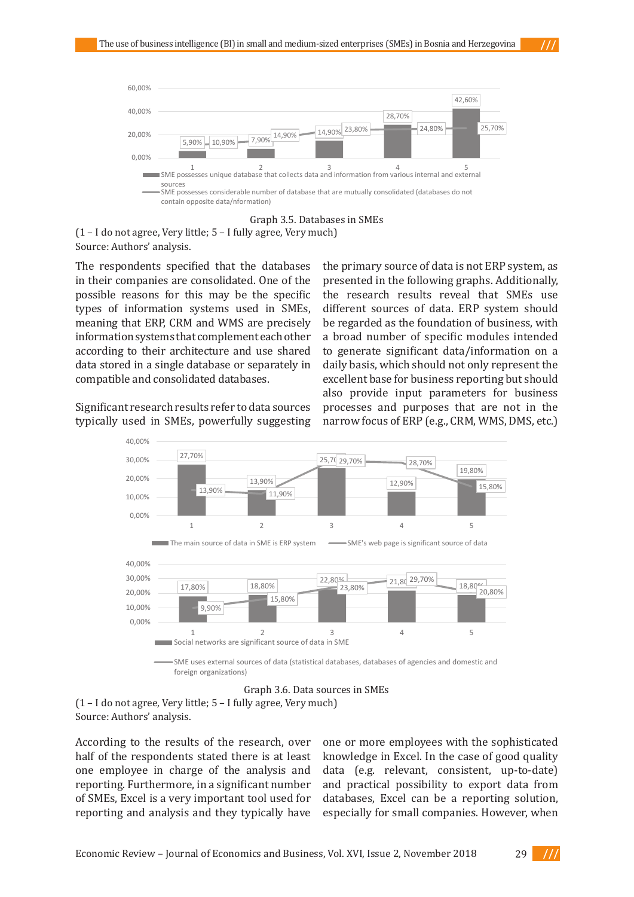Graph 3.5. Databases in SMEs

(1 – I do not agree, Very little; 5 – I fully agree, Very much)

Source: Authors' analysis.

The respondents specified that the databases in their companies are consolidated. One of the possible reasons for this may be the specific types of information systems used in SMEs, meaning that ERP, CRM and WMS are precisely information systems that complement each other according to their architecture and use shared data stored in a single database or separately in compatible and consolidated databases.

Significant research results refer to data sources typically used in SMEs, powerfully suggesting the primary source of data is not ERP system, as presented in the following graphs. Additionally, the research results reveal that SMEs use different sources of data. ERP system should be regarded as the foundation of business, with a broad number of specific modules intended to generate significant data/information on a daily basis, which should not only represent the excellent base for business reporting but should also provide input parameters for business processes and purposes that are not in the narrow focus of ERP (e.g., CRM, WMS, DMS, etc.)

Graph 3.6. Data sources in SMEs

(1 – I do not agree, Very little; 5 – I fully agree, Very much)

Source: Authors' analysis.

According to the results of the research, over half of the respondents stated there is at least one employee in charge of the analysis and reporting. Furthermore, in a significant number of SMEs, Excel is a very important tool used for reporting and analysis and they typically have one or more employees with the sophisticated knowledge in Excel. In the case of good quality data (e.g. relevant, consistent, up-to-date) and practical possibility to export data from databases, Excel can be a reporting solution, especially for small companies. However, when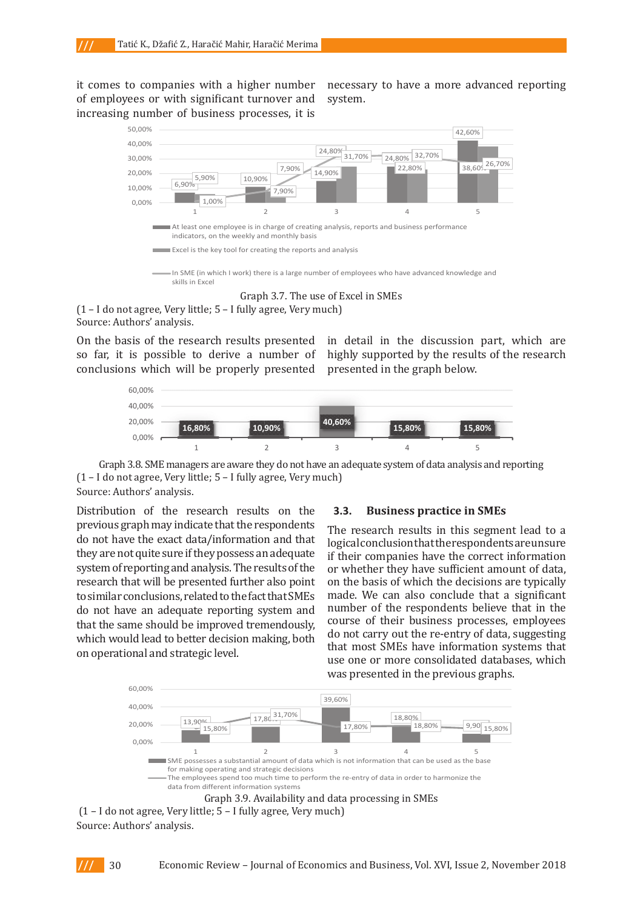it comes to companies with a higher number of employees or with significant turnover and increasing number of business processes, it is necessary to have a more advanced reporting system.

| | 1 | 2 | 3 | 4 | 5 |
|---|---|---|---|---|---|
| At least one employee is in charge of creating analysis, reports and business performance indicators, on the weekly and monthly basis | 6,90% | 10,90% | 14,90% | 24,80% | 42,60% |
| Excel is the key tool for creating the reports and analysis | 5,90% | 7,90% | 24,80% | 22,80% | 38,60% |
| In SME (in which I work) there is a large number of employees who have advanced knowledge and skills in Excel | 1,00% | 7,90% | 31,70% | 32,70% | 26,70% |

Graph 3.7. The use of Excel in SMEs
(1 – I do not agree, Very little; 5 – I fully agree, Very much)
Source: Authors' analysis.

On the basis of the research results presented so far, it is possible to derive a number of conclusions which will be properly presented in detail in the discussion part, which are highly supported by the results of the research presented in the graph below.

| 1 | 2 | 3 | 4 | 5 |
|---|---|---|---|---|
| 16,80% | 10,90% | 40,60% | 15,80% | 15,80% |

Graph 3.8. SME managers are aware they do not have an adequate system of data analysis and reporting
(1 – I do not agree, Very little; 5 – I fully agree, Very much)
Source: Authors' analysis.

Distribution of the research results on the previous graph may indicate that the respondents do not have the exact data/information and that they are not quite sure if they possess an adequate system of reporting and analysis. The results of the research that will be presented further also point to similar conclusions, related to the fact that SMEs do not have an adequate reporting system and that the same should be improved tremendously, which would lead to better decision making, both on operational and strategic level.

### 3.3. Business practice in SMEs

The research results in this segment lead to a logical conclusion that the respondents are unsure if their companies have the correct information or whether they have sufficient amount of data, on the basis of which the decisions are typically made. We can also conclude that a significant number of the respondents believe that in the course of their business processes, employees do not carry out the re-entry of data, suggesting that most SMEs have information systems that use one or more consolidated databases, which was presented in the previous graphs.

| | 1 | 2 | 3 | 4 | 5 |
|---|---|---|---|---|---|
| SME possesses a substantial amount of data which is not information that can be used as the base for making operating and strategic decisions | 13,90% | 17,80% | 39,60% | 18,80% | 9,90% |
| The employees spend too much time to perform the re-entry of data in order to harmonize the data from different information systems | 15,80% | 31,70% | 17,80% | 18,80% | 15,80% |

Graph 3.9. Availability and data processing in SMEs
(1 – I do not agree, Very little; 5 – I fully agree, Very much)
Source: Authors' analysis.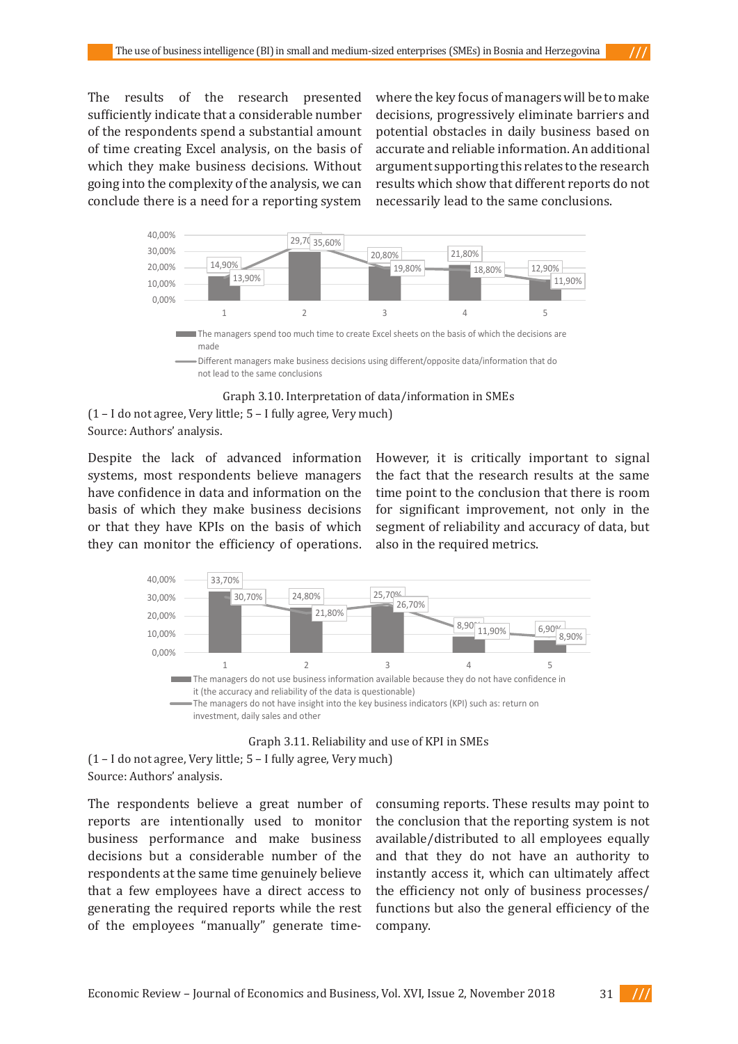The results of the research presented sufficiently indicate that a considerable number of the respondents spend a substantial amount of time creating Excel analysis, on the basis of which they make business decisions. Without going into the complexity of the analysis, we can conclude there is a need for a reporting system where the key focus of managers will be to make decisions, progressively eliminate barriers and potential obstacles in daily business based on accurate and reliable information. An additional argument supporting this relates to the research results which show that different reports do not necessarily lead to the same conclusions.

| | 1 | 2 | 3 | 4 | 5 |
|---|---|---|---|---|---|
| The managers spend too much time to create Excel sheets on the basis of which the decisions are made | 14,90% | 29,70% | 20,80% | 21,80% | 12,90% |
| Different managers make business decisions using different/opposite data/information that do not lead to the same conclusions | 13,90% | 35,60% | 19,80% | 18,80% | 11,90% |

Graph 3.10. Interpretation of data/information in SMEs

(1 – I do not agree, Very little; 5 – I fully agree, Very much)

Source: Authors' analysis.

Despite the lack of advanced information systems, most respondents believe managers have confidence in data and information on the basis of which they make business decisions or that they have KPIs on the basis of which they can monitor the efficiency of operations. However, it is critically important to signal the fact that the research results at the same time point to the conclusion that there is room for significant improvement, not only in the segment of reliability and accuracy of data, but also in the required metrics.

| | 1 | 2 | 3 | 4 | 5 |
|---|---|---|---|---|---|
| The managers do not use business information available because they do not have confidence in it (the accuracy and reliability of the data is questionable) | 33,70% | 24,80% | 25,70% | 8,90% | 6,90% |
| The managers do not have insight into the key business indicators (KPI) such as: return on investment, daily sales and other | 30,70% | 21,80% | 26,70% | 11,90% | 8,90% |

Graph 3.11. Reliability and use of KPI in SMEs

(1 – I do not agree, Very little; 5 – I fully agree, Very much)

Source: Authors' analysis.

The respondents believe a great number of reports are intentionally used to monitor business performance and make business decisions but a considerable number of the respondents at the same time genuinely believe that a few employees have a direct access to generating the required reports while the rest of the employees "manually" generate time-consuming reports. These results may point to the conclusion that the reporting system is not available/distributed to all employees equally and that they do not have an authority to instantly access it, which can ultimately affect the efficiency not only of business processes/functions but also the general efficiency of the company.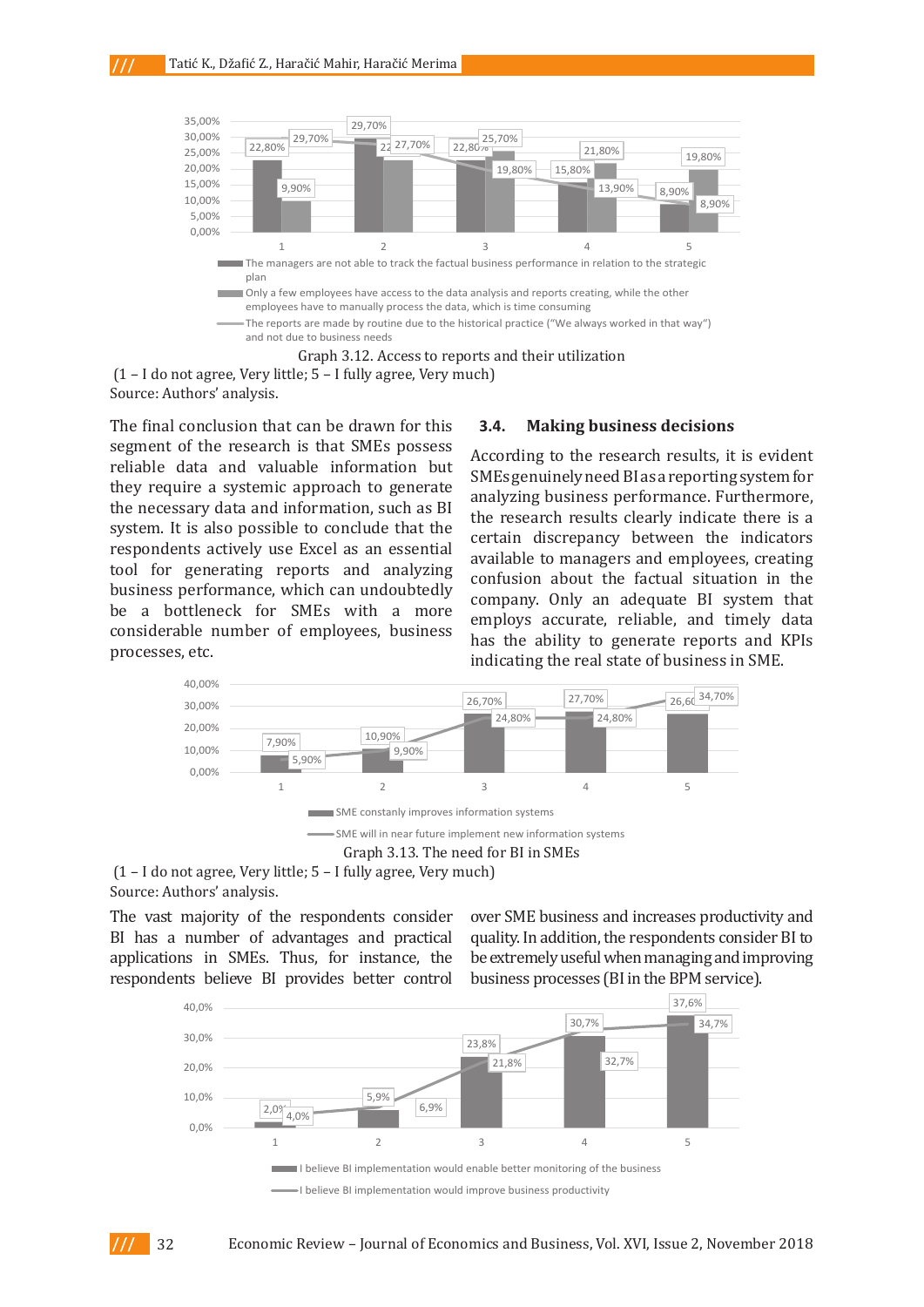Graph 3.12. Access to reports and their utilization
(1 – I do not agree, Very little; 5 – I fully agree, Very much)
Source: Authors' analysis.

The final conclusion that can be drawn for this segment of the research is that SMEs possess reliable data and valuable information but they require a systemic approach to generate the necessary data and information, such as BI system. It is also possible to conclude that the respondents actively use Excel as an essential tool for generating reports and analyzing business performance, which can undoubtedly be a bottleneck for SMEs with a more considerable number of employees, business processes, etc.

### 3.4. Making business decisions

According to the research results, it is evident SMEs genuinely need BI as a reporting system for analyzing business performance. Furthermore, the research results clearly indicate there is a certain discrepancy between the indicators available to managers and employees, creating confusion about the factual situation in the company. Only an adequate BI system that employs accurate, reliable, and timely data has the ability to generate reports and KPIs indicating the real state of business in SME.

Graph 3.13. The need for BI in SMEs
(1 – I do not agree, Very little; 5 – I fully agree, Very much)
Source: Authors' analysis.

The vast majority of the respondents consider BI has a number of advantages and practical applications in SMEs. Thus, for instance, the respondents believe BI provides better control over SME business and increases productivity and quality. In addition, the respondents consider BI to be extremely useful when managing and improving business processes (BI in the BPM service).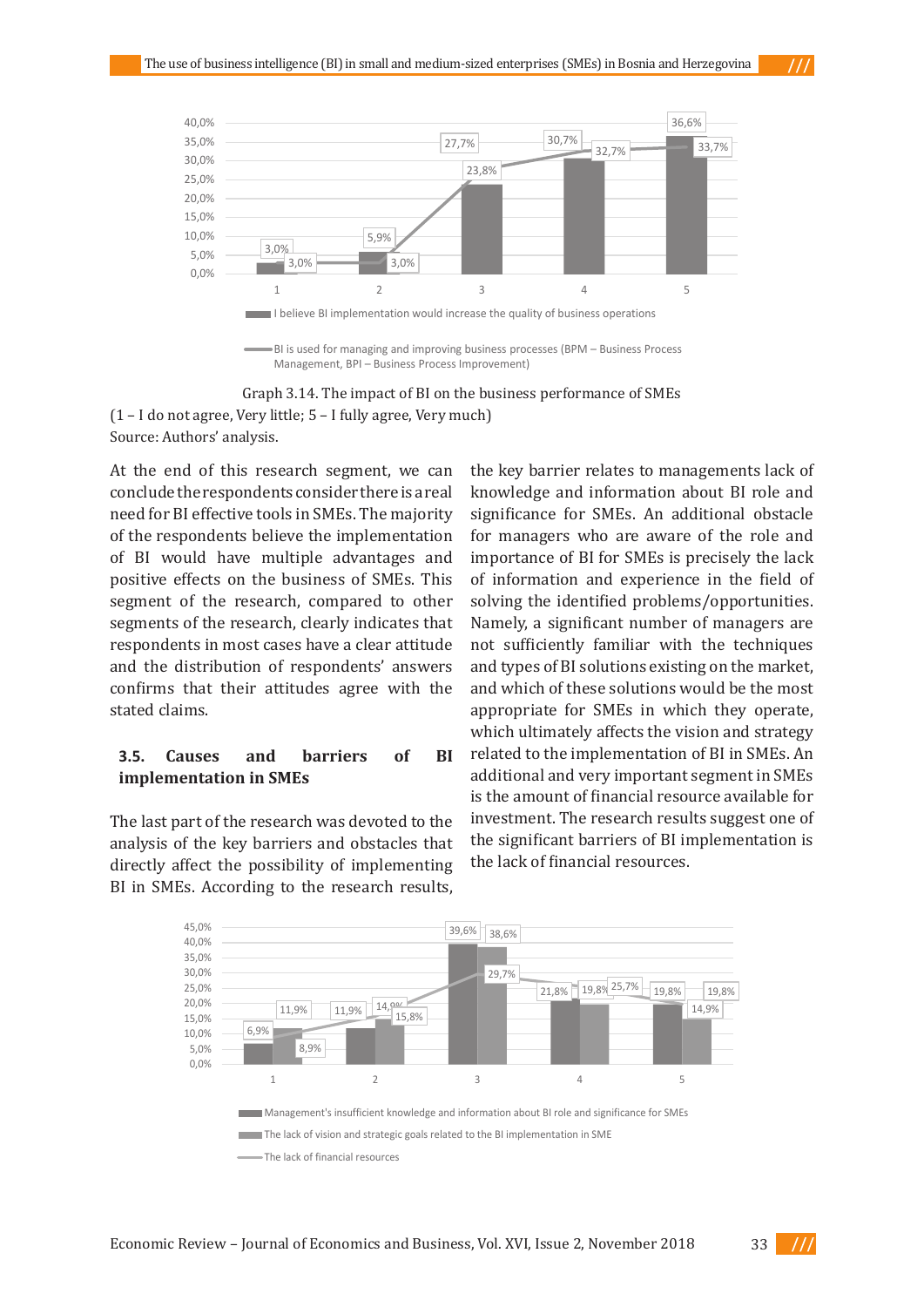Graph 3.14. The impact of BI on the business performance of SMEs
(1 – I do not agree, Very little; 5 – I fully agree, Very much)
Source: Authors' analysis.

At the end of this research segment, we can conclude the respondents consider there is a real need for BI effective tools in SMEs. The majority of the respondents believe the implementation of BI would have multiple advantages and positive effects on the business of SMEs. This segment of the research, compared to other segments of the research, clearly indicates that respondents in most cases have a clear attitude and the distribution of respondents' answers confirms that their attitudes agree with the stated claims.

### 3.5. Causes and barriers of BI implementation in SMEs

The last part of the research was devoted to the analysis of the key barriers and obstacles that directly affect the possibility of implementing BI in SMEs. According to the research results, the key barrier relates to managements lack of knowledge and information about BI role and significance for SMEs. An additional obstacle for managers who are aware of the role and importance of BI for SMEs is precisely the lack of information and experience in the field of solving the identified problems/opportunities. Namely, a significant number of managers are not sufficiently familiar with the techniques and types of BI solutions existing on the market, and which of these solutions would be the most appropriate for SMEs in which they operate, which ultimately affects the vision and strategy related to the implementation of BI in SMEs. An additional and very important segment in SMEs is the amount of financial resource available for investment. The research results suggest one of the significant barriers of BI implementation is the lack of financial resources.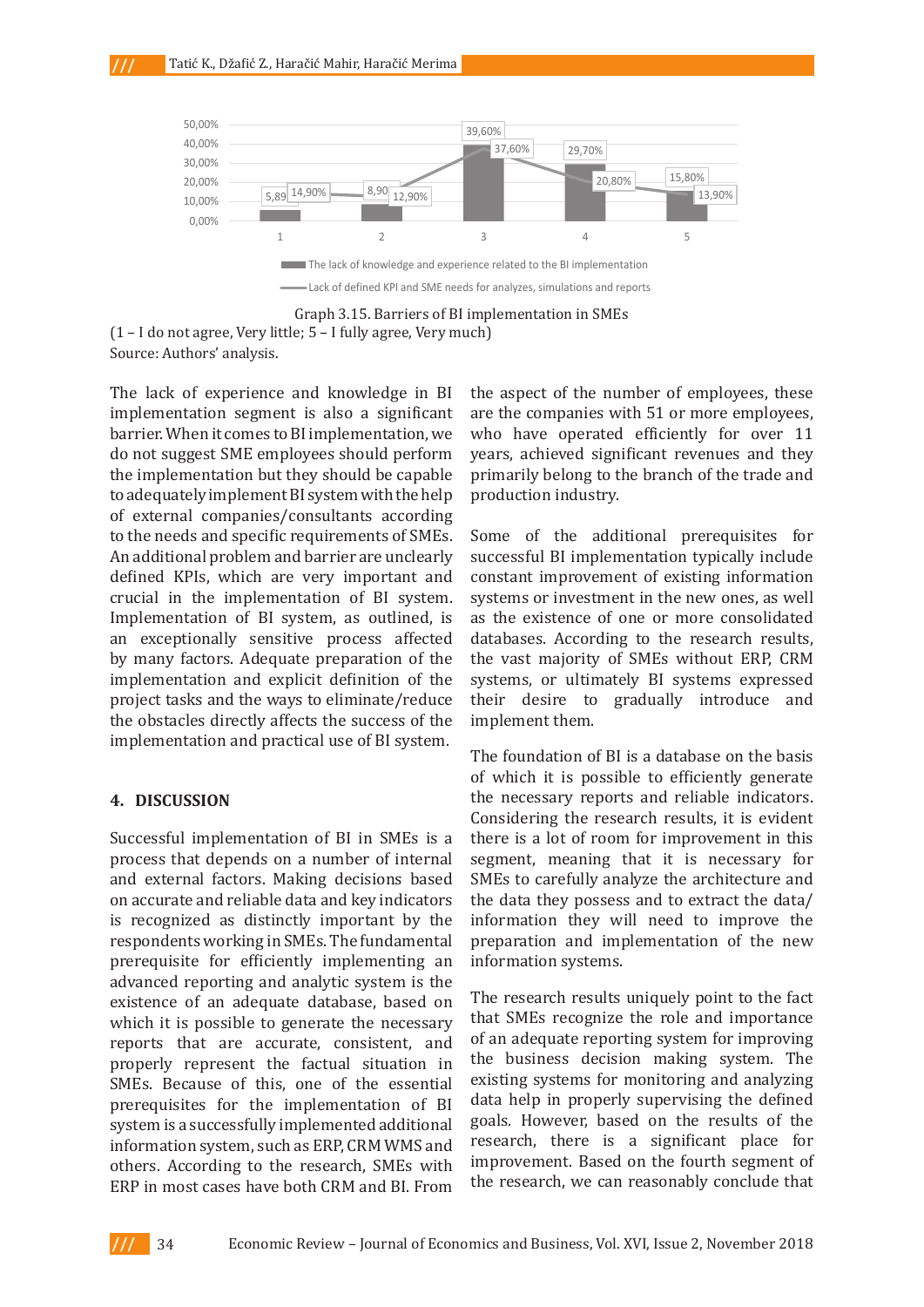| | 1 | 2 | 3 | 4 | 5 |
|---|---|---|---|---|---|
| The lack of knowledge and experience related to the BI implementation | 5,89 | 8,90 | 39,60% | 29,70% | 15,80% |
| Lack of defined KPI and SME needs for analyzes, simulations and reports | 14,90% | 12,90% | 37,60% | 20,80% | 13,90% |

Graph 3.15. Barriers of BI implementation in SMEs
(1 – I do not agree, Very little; 5 – I fully agree, Very much)
Source: Authors' analysis.

The lack of experience and knowledge in BI implementation segment is also a significant barrier. When it comes to BI implementation, we do not suggest SME employees should perform the implementation but they should be capable to adequately implement BI system with the help of external companies/consultants according to the needs and specific requirements of SMEs. An additional problem and barrier are unclearly defined KPIs, which are very important and crucial in the implementation of BI system. Implementation of BI system, as outlined, is an exceptionally sensitive process affected by many factors. Adequate preparation of the implementation and explicit definition of the project tasks and the ways to eliminate/reduce the obstacles directly affects the success of the implementation and practical use of BI system.

## 4. DISCUSSION

Successful implementation of BI in SMEs is a process that depends on a number of internal and external factors. Making decisions based on accurate and reliable data and key indicators is recognized as distinctly important by the respondents working in SMEs. The fundamental prerequisite for efficiently implementing an advanced reporting and analytic system is the existence of an adequate database, based on which it is possible to generate the necessary reports that are accurate, consistent, and properly represent the factual situation in SMEs. Because of this, one of the essential prerequisites for the implementation of BI system is a successfully implemented additional information system, such as ERP, CRM WMS and others. According to the research, SMEs with ERP in most cases have both CRM and BI. From the aspect of the number of employees, these are the companies with 51 or more employees, who have operated efficiently for over 11 years, achieved significant revenues and they primarily belong to the branch of the trade and production industry.

Some of the additional prerequisites for successful BI implementation typically include constant improvement of existing information systems or investment in the new ones, as well as the existence of one or more consolidated databases. According to the research results, the vast majority of SMEs without ERP, CRM systems, or ultimately BI systems expressed their desire to gradually introduce and implement them.

The foundation of BI is a database on the basis of which it is possible to efficiently generate the necessary reports and reliable indicators. Considering the research results, it is evident there is a lot of room for improvement in this segment, meaning that it is necessary for SMEs to carefully analyze the architecture and the data they possess and to extract the data/information they will need to improve the preparation and implementation of the new information systems.

The research results uniquely point to the fact that SMEs recognize the role and importance of an adequate reporting system for improving the business decision making system. The existing systems for monitoring and analyzing data help in properly supervising the defined goals. However, based on the results of the research, there is a significant place for improvement. Based on the fourth segment of the research, we can reasonably conclude that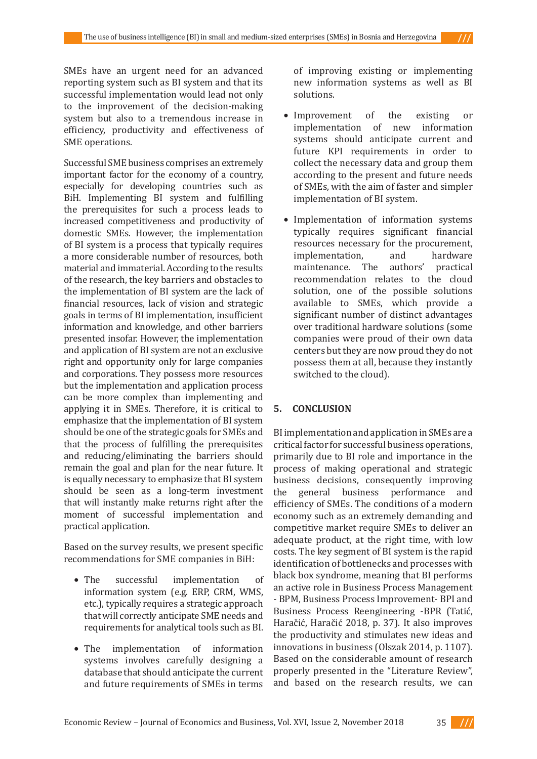SMEs have an urgent need for an advanced reporting system such as BI system and that its successful implementation would lead not only to the improvement of the decision-making system but also to a tremendous increase in efficiency, productivity and effectiveness of SME operations.

Successful SME business comprises an extremely important factor for the economy of a country, especially for developing countries such as BiH. Implementing BI system and fulfilling the prerequisites for such a process leads to increased competitiveness and productivity of domestic SMEs. However, the implementation of BI system is a process that typically requires a more considerable number of resources, both material and immaterial. According to the results of the research, the key barriers and obstacles to the implementation of BI system are the lack of financial resources, lack of vision and strategic goals in terms of BI implementation, insufficient information and knowledge, and other barriers presented insofar. However, the implementation and application of BI system are not an exclusive right and opportunity only for large companies and corporations. They possess more resources but the implementation and application process can be more complex than implementing and applying it in SMEs. Therefore, it is critical to emphasize that the implementation of BI system should be one of the strategic goals for SMEs and that the process of fulfilling the prerequisites and reducing/eliminating the barriers should remain the goal and plan for the near future. It is equally necessary to emphasize that BI system should be seen as a long-term investment that will instantly make returns right after the moment of successful implementation and practical application.

Based on the survey results, we present specific recommendations for SME companies in BiH:

- The successful implementation of information system (e.g. ERP, CRM, WMS, etc.), typically requires a strategic approach that will correctly anticipate SME needs and requirements for analytical tools such as BI.
- The implementation of information systems involves carefully designing a database that should anticipate the current and future requirements of SMEs in terms of improving existing or implementing new information systems as well as BI solutions.
- Improvement of the existing or implementation of new information systems should anticipate current and future KPI requirements in order to collect the necessary data and group them according to the present and future needs of SMEs, with the aim of faster and simpler implementation of BI system.
- Implementation of information systems typically requires significant financial resources necessary for the procurement, implementation, and hardware maintenance. The authors' practical recommendation relates to the cloud solution, one of the possible solutions available to SMEs, which provide a significant number of distinct advantages over traditional hardware solutions (some companies were proud of their own data centers but they are now proud they do not possess them at all, because they instantly switched to the cloud).

## 5. CONCLUSION

BI implementation and application in SMEs are a critical factor for successful business operations, primarily due to BI role and importance in the process of making operational and strategic business decisions, consequently improving the general business performance and efficiency of SMEs. The conditions of a modern economy such as an extremely demanding and competitive market require SMEs to deliver an adequate product, at the right time, with low costs. The key segment of BI system is the rapid identification of bottlenecks and processes with black box syndrome, meaning that BI performs an active role in Business Process Management - BPM, Business Process Improvement- BPI and Business Process Reengineering -BPR (Tatić, Haračić, Haračić 2018, p. 37). It also improves the productivity and stimulates new ideas and innovations in business (Olszak 2014, p. 1107). Based on the considerable amount of research properly presented in the "Literature Review", and based on the research results, we can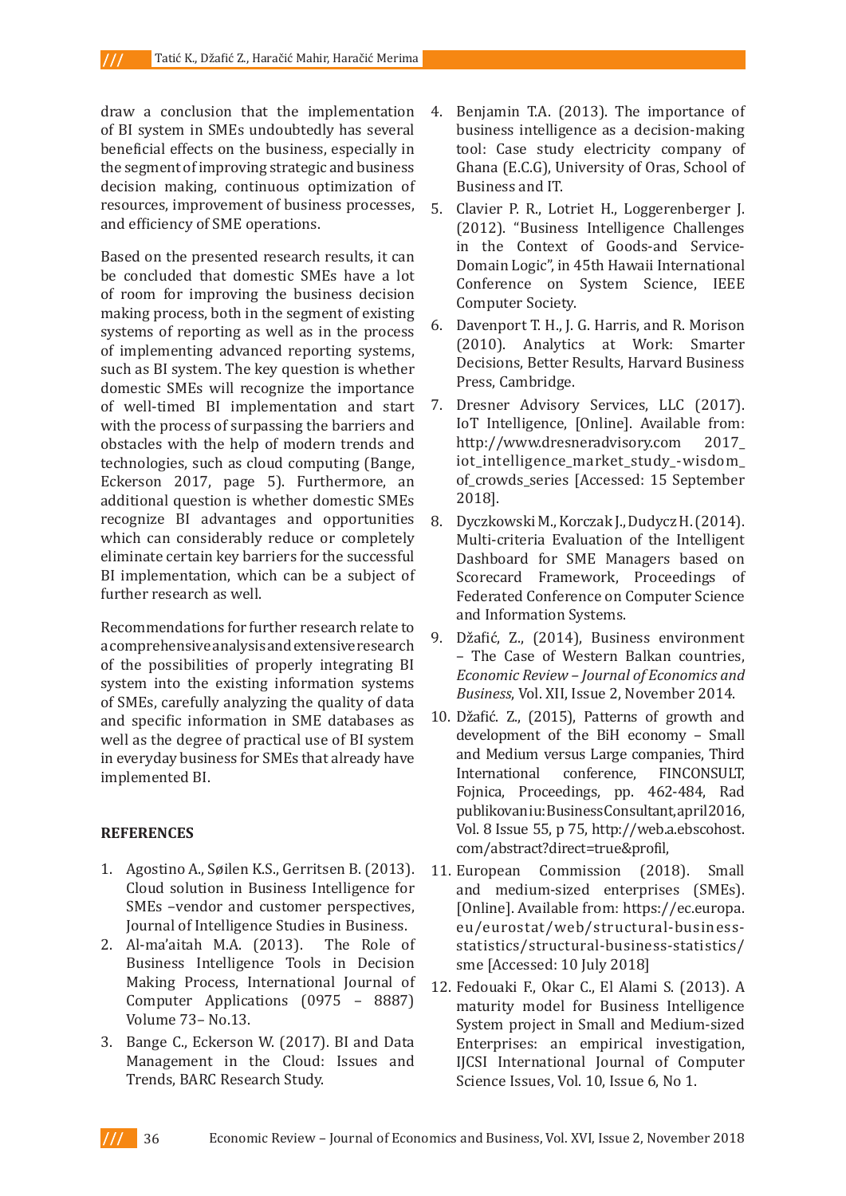draw a conclusion that the implementation of BI system in SMEs undoubtedly has several beneficial effects on the business, especially in the segment of improving strategic and business decision making, continuous optimization of resources, improvement of business processes, and efficiency of SME operations.

Based on the presented research results, it can be concluded that domestic SMEs have a lot of room for improving the business decision making process, both in the segment of existing systems of reporting as well as in the process of implementing advanced reporting systems, such as BI system. The key question is whether domestic SMEs will recognize the importance of well-timed BI implementation and start with the process of surpassing the barriers and obstacles with the help of modern trends and technologies, such as cloud computing (Bange, Eckerson 2017, page 5). Furthermore, an additional question is whether domestic SMEs recognize BI advantages and opportunities which can considerably reduce or completely eliminate certain key barriers for the successful BI implementation, which can be a subject of further research as well.

Recommendations for further research relate to a comprehensive analysis and extensive research of the possibilities of properly integrating BI system into the existing information systems of SMEs, carefully analyzing the quality of data and specific information in SME databases as well as the degree of practical use of BI system in everyday business for SMEs that already have implemented BI.

## REFERENCES

1. Agostino A., Søilen K.S., Gerritsen B. (2013). Cloud solution in Business Intelligence for SMEs –vendor and customer perspectives, Journal of Intelligence Studies in Business.
2. Al-ma'aitah M.A. (2013). The Role of Business Intelligence Tools in Decision Making Process, International Journal of Computer Applications (0975 – 8887) Volume 73– No.13.
3. Bange C., Eckerson W. (2017). BI and Data Management in the Cloud: Issues and Trends, BARC Research Study.
4. Benjamin T.A. (2013). The importance of business intelligence as a decision-making tool: Case study electricity company of Ghana (E.C.G), University of Oras, School of Business and IT.
5. Clavier P. R., Lotriet H., Loggerenberger J. (2012). "Business Intelligence Challenges in the Context of Goods-and Service-Domain Logic", in 45th Hawaii International Conference on System Science, IEEE Computer Society.
6. Davenport T. H., J. G. Harris, and R. Morison (2010). Analytics at Work: Smarter Decisions, Better Results, Harvard Business Press, Cambridge.
7. Dresner Advisory Services, LLC (2017). IoT Intelligence, [Online]. Available from: http://www.dresneradvisory.com 2017_iot_intelligence_market_study_-wisdom_of_crowds_series [Accessed: 15 September 2018].
8. Dyczkowski M., Korczak J., Dudycz H. (2014). Multi-criteria Evaluation of the Intelligent Dashboard for SME Managers based on Scorecard Framework, Proceedings of Federated Conference on Computer Science and Information Systems.
9. Džafić, Z., (2014), Business environment – The Case of Western Balkan countries, *Economic Review – Journal of Economics and Business*, Vol. XII, Issue 2, November 2014.
10. Džafić. Z., (2015), Patterns of growth and development of the BiH economy – Small and Medium versus Large companies, Third International conference, FINCONSULT, Fojnica, Proceedings, pp. 462-484, Rad publikovan iu: BusinessConsultant, april 2016, Vol. 8 Issue 55, p 75, http://web.a.ebscohost.com/abstract?direct=true&profil,
11. European Commission (2018). Small and medium-sized enterprises (SMEs). [Online]. Available from: https://ec.europa.eu/eurostat/web/structural-business-statistics/structural-business-statistics/sme [Accessed: 10 July 2018]
12. Fedouaki F., Okar C., El Alami S. (2013). A maturity model for Business Intelligence System project in Small and Medium-sized Enterprises: an empirical investigation, IJCSI International Journal of Computer Science Issues, Vol. 10, Issue 6, No 1.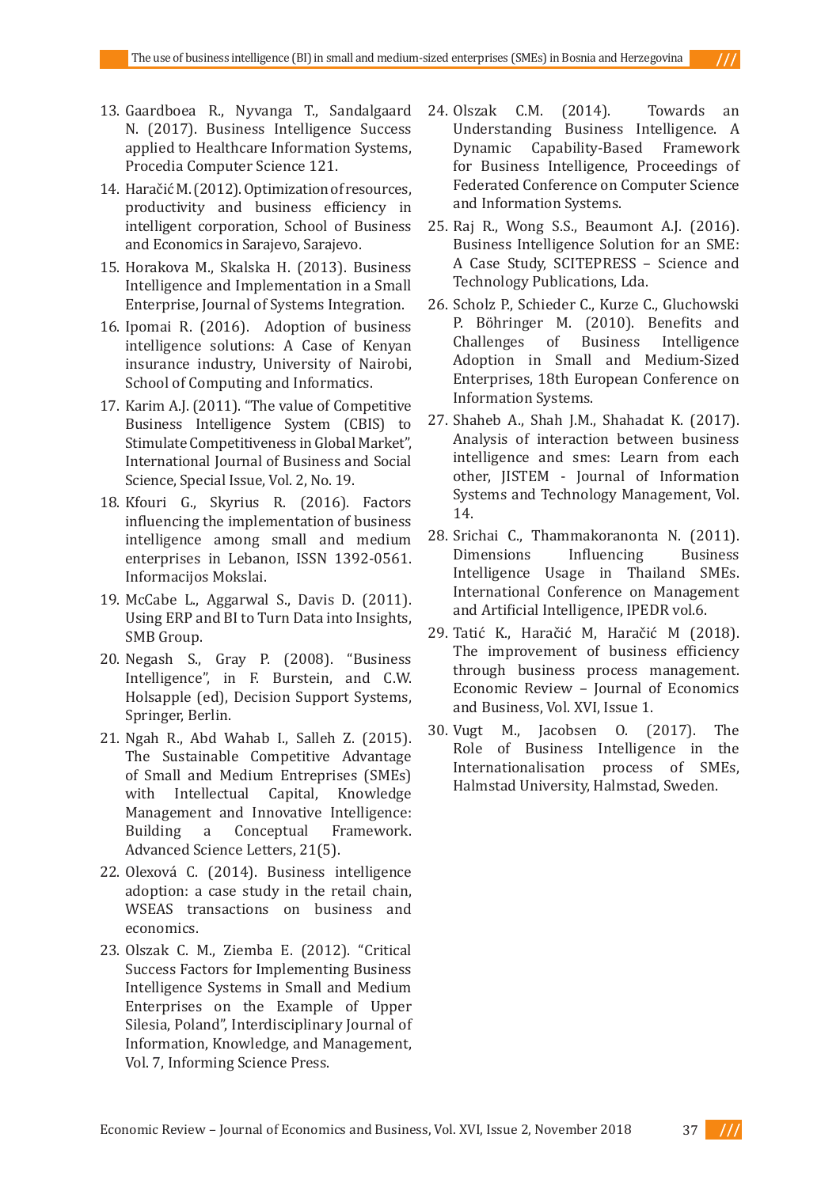13. Gaardboea R., Nyvanga T., Sandalgaard N. (2017). Business Intelligence Success applied to Healthcare Information Systems, Procedia Computer Science 121.
14. Haračić M. (2012). Optimization of resources, productivity and business efficiency in intelligent corporation, School of Business and Economics in Sarajevo, Sarajevo.
15. Horakova M., Skalska H. (2013). Business Intelligence and Implementation in a Small Enterprise, Journal of Systems Integration.
16. Ipomai R. (2016). Adoption of business intelligence solutions: A Case of Kenyan insurance industry, University of Nairobi, School of Computing and Informatics.
17. Karim A.J. (2011). "The value of Competitive Business Intelligence System (CBIS) to Stimulate Competitiveness in Global Market", International Journal of Business and Social Science, Special Issue, Vol. 2, No. 19.
18. Kfouri G., Skyrius R. (2016). Factors influencing the implementation of business intelligence among small and medium enterprises in Lebanon, ISSN 1392-0561. Informacijos Mokslai.
19. McCabe L., Aggarwal S., Davis D. (2011). Using ERP and BI to Turn Data into Insights, SMB Group.
20. Negash S., Gray P. (2008). "Business Intelligence", in F. Burstein, and C.W. Holsapple (ed), Decision Support Systems, Springer, Berlin.
21. Ngah R., Abd Wahab I., Salleh Z. (2015). The Sustainable Competitive Advantage of Small and Medium Entreprises (SMEs) with Intellectual Capital, Knowledge Management and Innovative Intelligence: Building a Conceptual Framework. Advanced Science Letters, 21(5).
22. Olexová C. (2014). Business intelligence adoption: a case study in the retail chain, WSEAS transactions on business and economics.
23. Olszak C. M., Ziemba E. (2012). "Critical Success Factors for Implementing Business Intelligence Systems in Small and Medium Enterprises on the Example of Upper Silesia, Poland", Interdisciplinary Journal of Information, Knowledge, and Management, Vol. 7, Informing Science Press.
24. Olszak C.M. (2014). Towards an Understanding Business Intelligence. A Dynamic Capability-Based Framework for Business Intelligence, Proceedings of Federated Conference on Computer Science and Information Systems.
25. Raj R., Wong S.S., Beaumont A.J. (2016). Business Intelligence Solution for an SME: A Case Study, SCITEPRESS – Science and Technology Publications, Lda.
26. Scholz P., Schieder C., Kurze C., Gluchowski P. Böhringer M. (2010). Benefits and Challenges of Business Intelligence Adoption in Small and Medium-Sized Enterprises, 18th European Conference on Information Systems.
27. Shaheb A., Shah J.M., Shahadat K. (2017). Analysis of interaction between business intelligence and smes: Learn from each other, JISTEM - Journal of Information Systems and Technology Management, Vol. 14.
28. Srichai C., Thammakoranonta N. (2011). Dimensions Influencing Business Intelligence Usage in Thailand SMEs. International Conference on Management and Artificial Intelligence, IPEDR vol.6.
29. Tatić K., Haračić M, Haračić M (2018). The improvement of business efficiency through business process management. Economic Review – Journal of Economics and Business, Vol. XVI, Issue 1.
30. Vugt M., Jacobsen O. (2017). The Role of Business Intelligence in the Internationalisation process of SMEs, Halmstad University, Halmstad, Sweden.